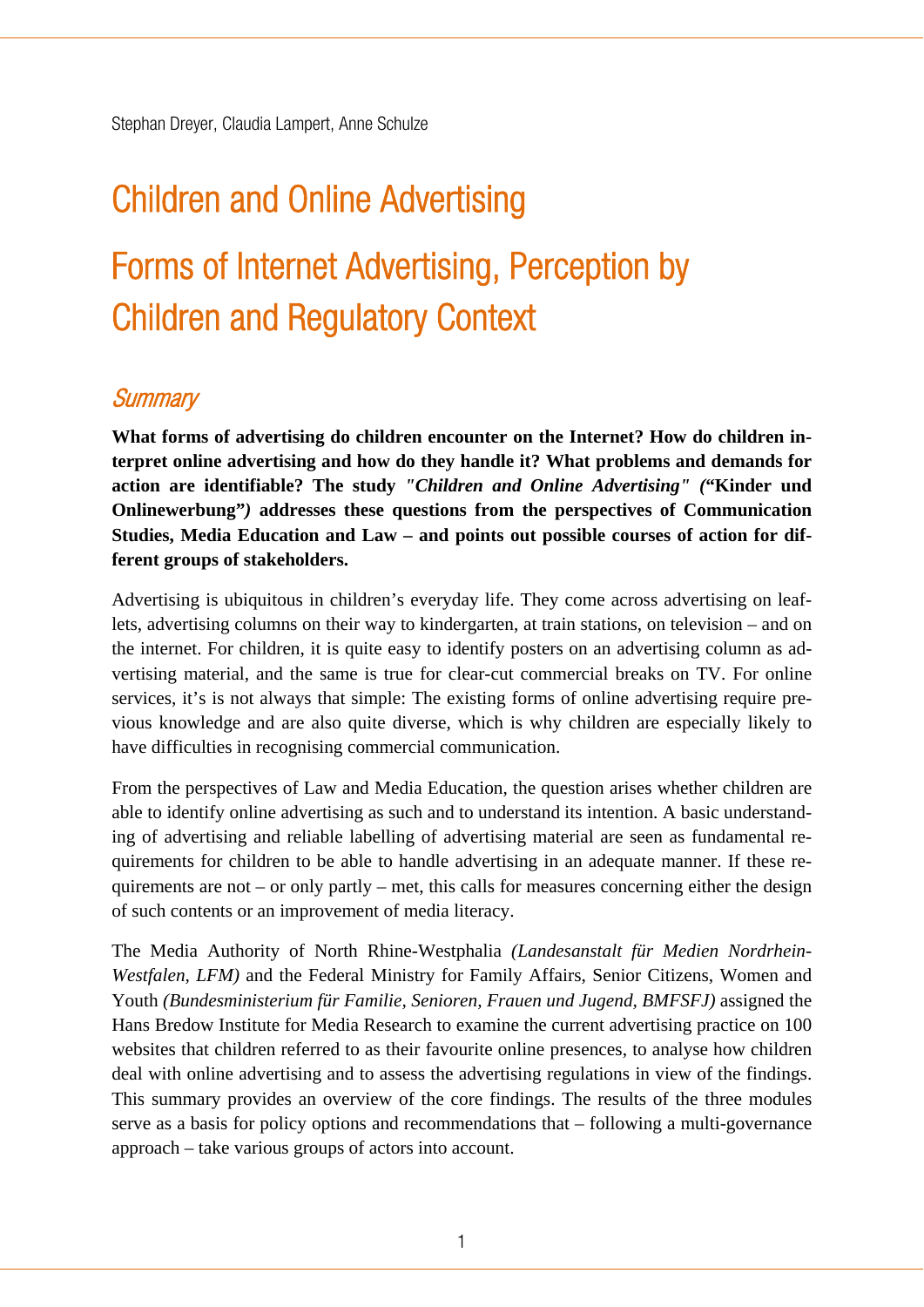Stephan Dreyer, Claudia Lampert, Anne Schulze

# Children and Online Advertising

# Forms of Internet Advertising, Perception by Children and Regulatory Context

## *Summary*

**What forms of advertising do children encounter on the Internet? How do children interpret online advertising and how do they handle it? What problems and demands for action are identifiable? The study *"Children and Online Advertising" (*"Kinder und Onlinewerbung"*)* addresses these questions from the perspectives of Communication Studies, Media Education and Law – and points out possible courses of action for different groups of stakeholders.**

Advertising is ubiquitous in children's everyday life. They come across advertising on leaflets, advertising columns on their way to kindergarten, at train stations, on television – and on the internet. For children, it is quite easy to identify posters on an advertising column as advertising material, and the same is true for clear-cut commercial breaks on TV. For online services, it's is not always that simple: The existing forms of online advertising require previous knowledge and are also quite diverse, which is why children are especially likely to have difficulties in recognising commercial communication.

From the perspectives of Law and Media Education, the question arises whether children are able to identify online advertising as such and to understand its intention. A basic understanding of advertising and reliable labelling of advertising material are seen as fundamental requirements for children to be able to handle advertising in an adequate manner. If these requirements are not – or only partly – met, this calls for measures concerning either the design of such contents or an improvement of media literacy.

The Media Authority of North Rhine-Westphalia *(Landesanstalt für Medien Nordrhein-Westfalen, LFM)* and the Federal Ministry for Family Affairs, Senior Citizens, Women and Youth *(Bundesministerium für Familie, Senioren, Frauen und Jugend, BMFSFJ)* assigned the Hans Bredow Institute for Media Research to examine the current advertising practice on 100 websites that children referred to as their favourite online presences, to analyse how children deal with online advertising and to assess the advertising regulations in view of the findings. This summary provides an overview of the core findings. The results of the three modules serve as a basis for policy options and recommendations that – following a multi-governance approach – take various groups of actors into account.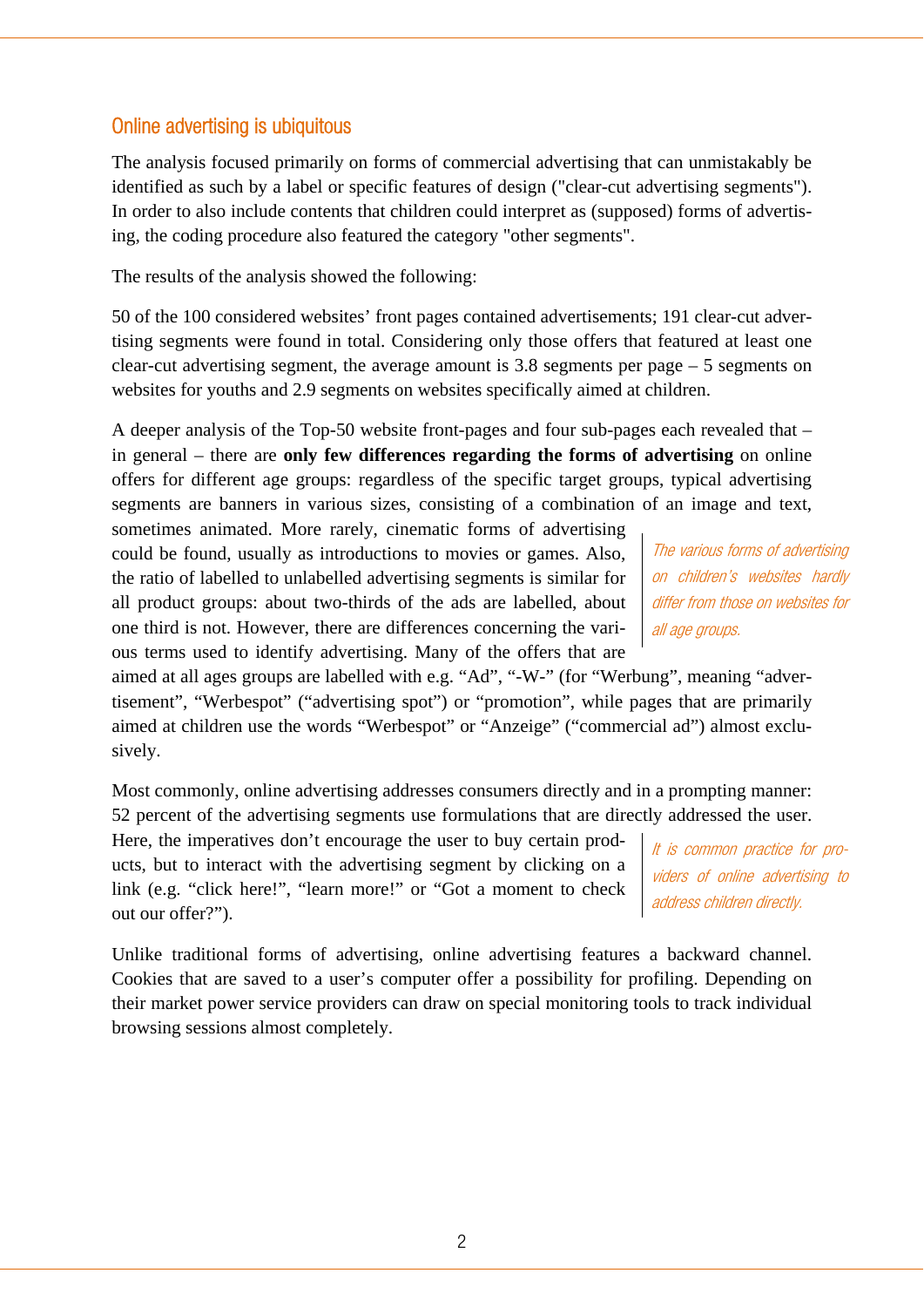## Online advertising is ubiquitous

The analysis focused primarily on forms of commercial advertising that can unmistakably be identified as such by a label or specific features of design ("clear-cut advertising segments"). In order to also include contents that children could interpret as (supposed) forms of advertising, the coding procedure also featured the category "other segments".

The results of the analysis showed the following:

50 of the 100 considered websites' front pages contained advertisements; 191 clear-cut advertising segments were found in total. Considering only those offers that featured at least one clear-cut advertising segment, the average amount is 3.8 segments per page – 5 segments on websites for youths and 2.9 segments on websites specifically aimed at children.

A deeper analysis of the Top-50 website front-pages and four sub-pages each revealed that – in general – there are **only few differences regarding the forms of advertising** on online offers for different age groups: regardless of the specific target groups, typical advertising segments are banners in various sizes, consisting of a combination of an image and text, sometimes animated. More rarely, cinematic forms of advertising could be found, usually as introductions to movies or games. Also, the ratio of labelled to unlabelled advertising segments is similar for all product groups: about two-thirds of the ads are labelled, about one third is not. However, there are differences concerning the various terms used to identify advertising. Many of the offers that are aimed at all ages groups are labelled with e.g. "Ad", "-W-" (for "Werbung", meaning "advertisement", "Werbespot" ("advertising spot") or "promotion", while pages that are primarily aimed at children use the words "Werbespot" or "Anzeige" ("commercial ad") almost exclusively.

*The various forms of advertising on children's websites hardly differ from those on websites for all age groups.*

Most commonly, online advertising addresses consumers directly and in a prompting manner: 52 percent of the advertising segments use formulations that are directly addressed the user. Here, the imperatives don't encourage the user to buy certain products, but to interact with the advertising segment by clicking on a link (e.g. "click here!", "learn more!" or "Got a moment to check out our offer?").

*It is common practice for providers of online advertising to address children directly.*

Unlike traditional forms of advertising, online advertising features a backward channel. Cookies that are saved to a user's computer offer a possibility for profiling. Depending on their market power service providers can draw on special monitoring tools to track individual browsing sessions almost completely.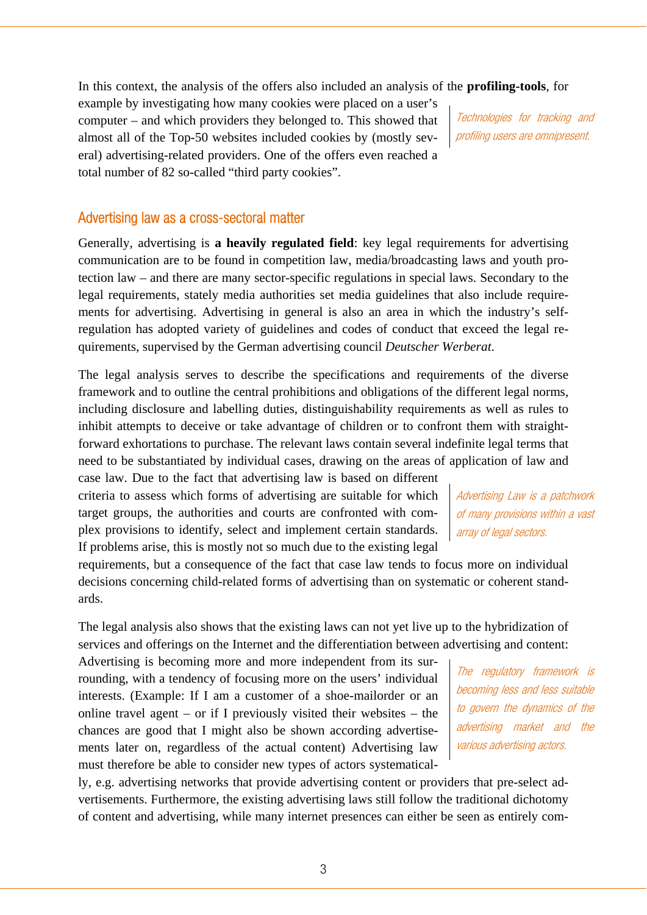In this context, the analysis of the offers also included an analysis of the **profiling-tools**, for example by investigating how many cookies were placed on a user's computer – and which providers they belonged to. This showed that almost all of the Top-50 websites included cookies by (mostly several) advertising-related providers. One of the offers even reached a total number of 82 so-called "third party cookies".

*Technologies for tracking and profiling users are omnipresent.*

## Advertising law as a cross-sectoral matter

Generally, advertising is **a heavily regulated field**: key legal requirements for advertising communication are to be found in competition law, media/broadcasting laws and youth protection law – and there are many sector-specific regulations in special laws. Secondary to the legal requirements, stately media authorities set media guidelines that also include requirements for advertising. Advertising in general is also an area in which the industry's self-regulation has adopted variety of guidelines and codes of conduct that exceed the legal requirements, supervised by the German advertising council *Deutscher Werberat*.

The legal analysis serves to describe the specifications and requirements of the diverse framework and to outline the central prohibitions and obligations of the different legal norms, including disclosure and labelling duties, distinguishability requirements as well as rules to inhibit attempts to deceive or take advantage of children or to confront them with straightforward exhortations to purchase. The relevant laws contain several indefinite legal terms that need to be substantiated by individual cases, drawing on the areas of application of law and case law. Due to the fact that advertising law is based on different criteria to assess which forms of advertising are suitable for which target groups, the authorities and courts are confronted with complex provisions to identify, select and implement certain standards. If problems arise, this is mostly not so much due to the existing legal requirements, but a consequence of the fact that case law tends to focus more on individual decisions concerning child-related forms of advertising than on systematic or coherent standards.

*Advertising Law is a patchwork of many provisions within a vast array of legal sectors.*

The legal analysis also shows that the existing laws can not yet live up to the hybridization of services and offerings on the Internet and the differentiation between advertising and content: Advertising is becoming more and more independent from its surrounding, with a tendency of focusing more on the users' individual interests. (Example: If I am a customer of a shoe-mailorder or an online travel agent – or if I previously visited their websites – the chances are good that I might also be shown according advertisements later on, regardless of the actual content) Advertising law must therefore be able to consider new types of actors systematically, e.g. advertising networks that provide advertising content or providers that pre-select advertisements. Furthermore, the existing advertising laws still follow the traditional dichotomy of content and advertising, while many internet presences can either be seen as entirely com-

*The regulatory framework is becoming less and less suitable to govern the dynamics of the advertising market and the various advertising actors.*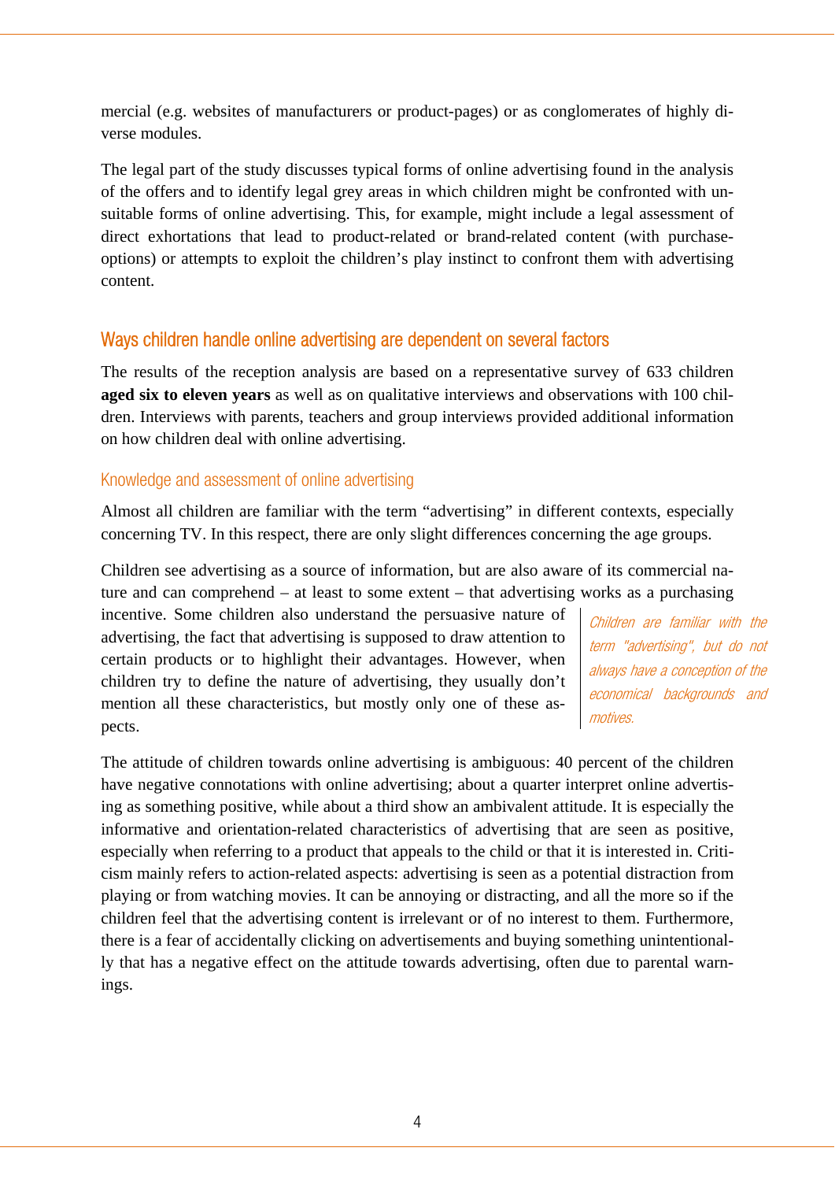mercial (e.g. websites of manufacturers or product-pages) or as conglomerates of highly diverse modules.

The legal part of the study discusses typical forms of online advertising found in the analysis of the offers and to identify legal grey areas in which children might be confronted with unsuitable forms of online advertising. This, for example, might include a legal assessment of direct exhortations that lead to product-related or brand-related content (with purchase-options) or attempts to exploit the children's play instinct to confront them with advertising content.

## Ways children handle online advertising are dependent on several factors

The results of the reception analysis are based on a representative survey of 633 children **aged six to eleven years** as well as on qualitative interviews and observations with 100 children. Interviews with parents, teachers and group interviews provided additional information on how children deal with online advertising.

### Knowledge and assessment of online advertising

Almost all children are familiar with the term "advertising" in different contexts, especially concerning TV. In this respect, there are only slight differences concerning the age groups.

Children see advertising as a source of information, but are also aware of its commercial nature and can comprehend – at least to some extent – that advertising works as a purchasing incentive. Some children also understand the persuasive nature of advertising, the fact that advertising is supposed to draw attention to certain products or to highlight their advantages. However, when children try to define the nature of advertising, they usually don't mention all these characteristics, but mostly only one of these aspects.

*Children are familiar with the term "advertising", but do not always have a conception of the economical backgrounds and motives.*

The attitude of children towards online advertising is ambiguous: 40 percent of the children have negative connotations with online advertising; about a quarter interpret online advertising as something positive, while about a third show an ambivalent attitude. It is especially the informative and orientation-related characteristics of advertising that are seen as positive, especially when referring to a product that appeals to the child or that it is interested in. Criticism mainly refers to action-related aspects: advertising is seen as a potential distraction from playing or from watching movies. It can be annoying or distracting, and all the more so if the children feel that the advertising content is irrelevant or of no interest to them. Furthermore, there is a fear of accidentally clicking on advertisements and buying something unintentionally that has a negative effect on the attitude towards advertising, often due to parental warnings.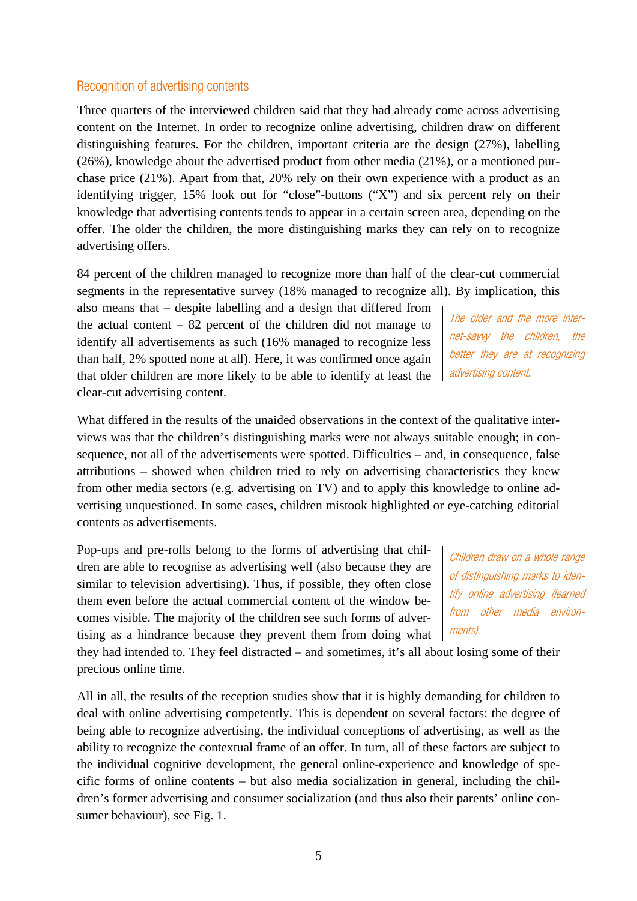### Recognition of advertising contents

Three quarters of the interviewed children said that they had already come across advertising content on the Internet. In order to recognize online advertising, children draw on different distinguishing features. For the children, important criteria are the design (27%), labelling (26%), knowledge about the advertised product from other media (21%), or a mentioned purchase price (21%). Apart from that, 20% rely on their own experience with a product as an identifying trigger, 15% look out for "close"-buttons ("X") and six percent rely on their knowledge that advertising contents tends to appear in a certain screen area, depending on the offer. The older the children, the more distinguishing marks they can rely on to recognize advertising offers.

84 percent of the children managed to recognize more than half of the clear-cut commercial segments in the representative survey (18% managed to recognize all). By implication, this also means that – despite labelling and a design that differed from the actual content – 82 percent of the children did not manage to identify all advertisements as such (16% managed to recognize less than half, 2% spotted none at all). Here, it was confirmed once again that older children are more likely to be able to identify at least the clear-cut advertising content.

*The older and the more internet-savvy the children, the better they are at recognizing advertising content.*

What differed in the results of the unaided observations in the context of the qualitative interviews was that the children's distinguishing marks were not always suitable enough; in consequence, not all of the advertisements were spotted. Difficulties – and, in consequence, false attributions – showed when children tried to rely on advertising characteristics they knew from other media sectors (e.g. advertising on TV) and to apply this knowledge to online advertising unquestioned. In some cases, children mistook highlighted or eye-catching editorial contents as advertisements.

Pop-ups and pre-rolls belong to the forms of advertising that children are able to recognise as advertising well (also because they are similar to television advertising). Thus, if possible, they often close them even before the actual commercial content of the window becomes visible. The majority of the children see such forms of advertising as a hindrance because they prevent them from doing what they had intended to. They feel distracted – and sometimes, it's all about losing some of their precious online time.

*Children draw on a whole range of distinguishing marks to identify online advertising (learned from other media environments).*

All in all, the results of the reception studies show that it is highly demanding for children to deal with online advertising competently. This is dependent on several factors: the degree of being able to recognize advertising, the individual conceptions of advertising, as well as the ability to recognize the contextual frame of an offer. In turn, all of these factors are subject to the individual cognitive development, the general online-experience and knowledge of specific forms of online contents – but also media socialization in general, including the children's former advertising and consumer socialization (and thus also their parents' online consumer behaviour), see Fig. 1.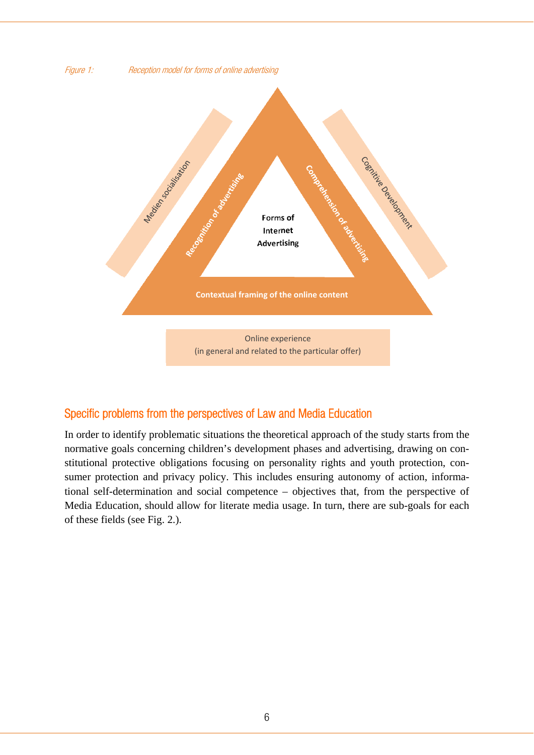*Figure 1: Reception model for forms of online advertising*

Forms of Internet Advertising

Recognition of advertising

Comprehension of advertising

Contextual framing of the online content

Medien socialisation

Cognitive Development

Online experience
(in general and related to the particular offer)

## Specific problems from the perspectives of Law and Media Education

In order to identify problematic situations the theoretical approach of the study starts from the normative goals concerning children's development phases and advertising, drawing on constitutional protective obligations focusing on personality rights and youth protection, consumer protection and privacy policy. This includes ensuring autonomy of action, informational self-determination and social competence – objectives that, from the perspective of Media Education, should allow for literate media usage. In turn, there are sub-goals for each of these fields (see Fig. 2.).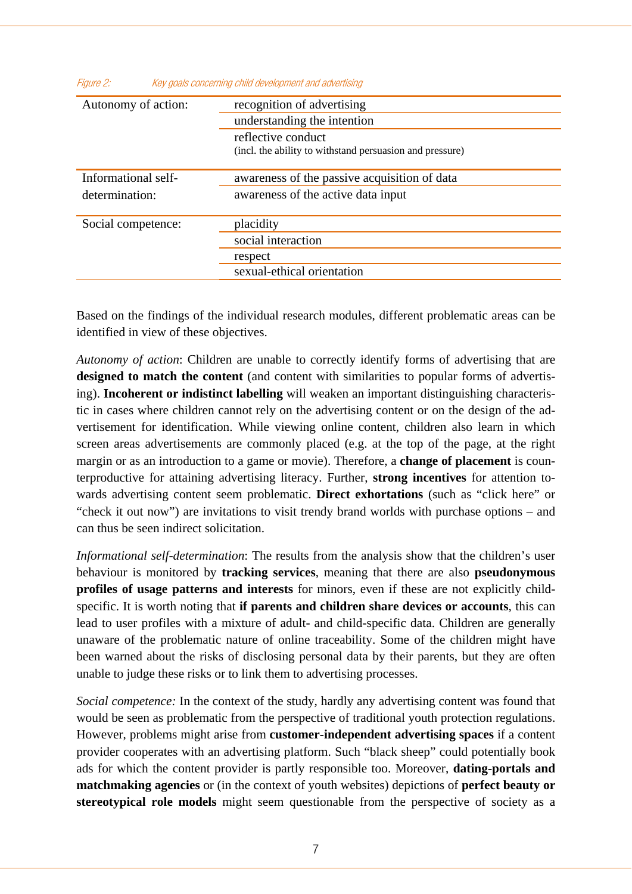*Figure 2: Key goals concerning child development and advertising*

| | |
|---|---|
| Autonomy of action: | recognition of advertising |
| | understanding the intention |
| | reflective conduct (incl. the ability to withstand persuasion and pressure) |
| Informational self-determination: | awareness of the passive acquisition of data |
| | awareness of the active data input |
| Social competence: | placidity |
| | social interaction |
| | respect |
| | sexual-ethical orientation |

Based on the findings of the individual research modules, different problematic areas can be identified in view of these objectives.

*Autonomy of action*: Children are unable to correctly identify forms of advertising that are **designed to match the content** (and content with similarities to popular forms of advertising). **Incoherent or indistinct labelling** will weaken an important distinguishing characteristic in cases where children cannot rely on the advertising content or on the design of the advertisement for identification. While viewing online content, children also learn in which screen areas advertisements are commonly placed (e.g. at the top of the page, at the right margin or as an introduction to a game or movie). Therefore, a **change of placement** is counterproductive for attaining advertising literacy. Further, **strong incentives** for attention towards advertising content seem problematic. **Direct exhortations** (such as "click here" or "check it out now") are invitations to visit trendy brand worlds with purchase options – and can thus be seen indirect solicitation.

*Informational self-determination*: The results from the analysis show that the children's user behaviour is monitored by **tracking services**, meaning that there are also **pseudonymous profiles of usage patterns and interests** for minors, even if these are not explicitly child-specific. It is worth noting that **if parents and children share devices or accounts**, this can lead to user profiles with a mixture of adult- and child-specific data. Children are generally unaware of the problematic nature of online traceability. Some of the children might have been warned about the risks of disclosing personal data by their parents, but they are often unable to judge these risks or to link them to advertising processes.

*Social competence:* In the context of the study, hardly any advertising content was found that would be seen as problematic from the perspective of traditional youth protection regulations. However, problems might arise from **customer-independent advertising spaces** if a content provider cooperates with an advertising platform. Such "black sheep" could potentially book ads for which the content provider is partly responsible too. Moreover, **dating-portals and matchmaking agencies** or (in the context of youth websites) depictions of **perfect beauty or stereotypical role models** might seem questionable from the perspective of society as a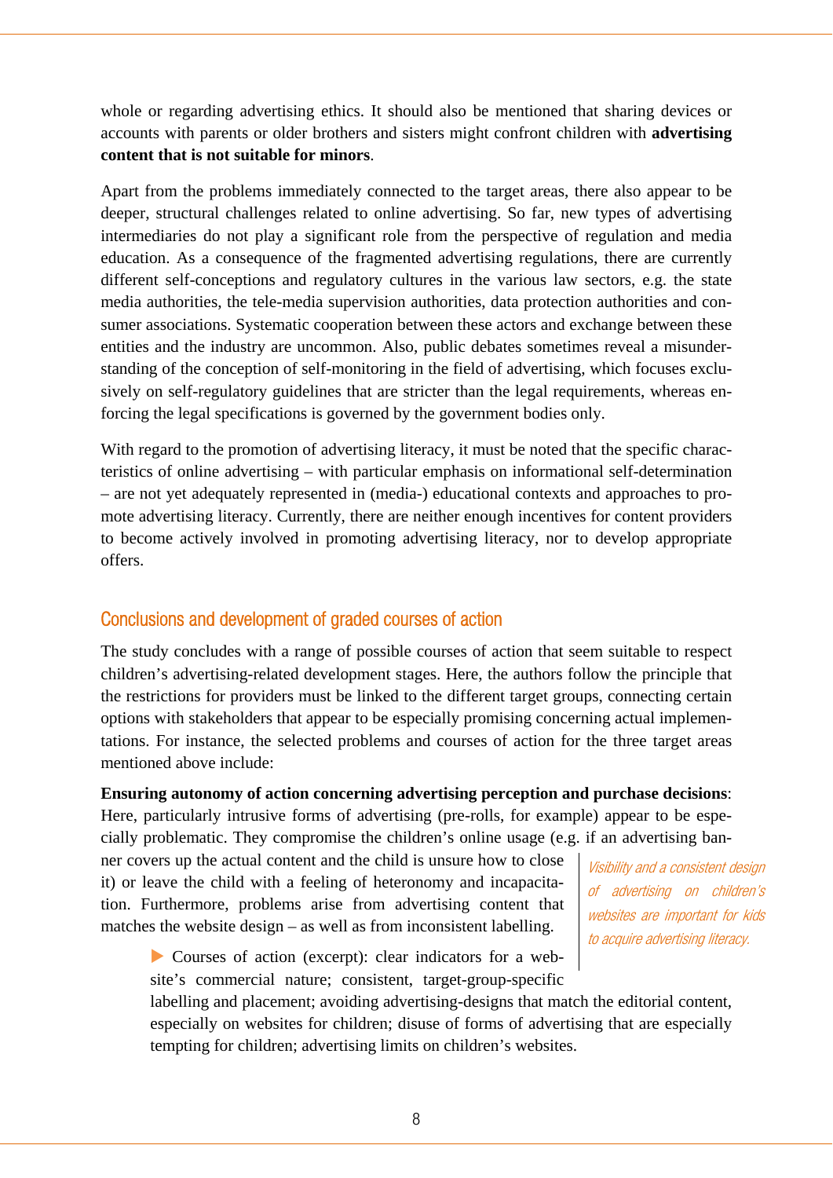whole or regarding advertising ethics. It should also be mentioned that sharing devices or accounts with parents or older brothers and sisters might confront children with **advertising content that is not suitable for minors**.

Apart from the problems immediately connected to the target areas, there also appear to be deeper, structural challenges related to online advertising. So far, new types of advertising intermediaries do not play a significant role from the perspective of regulation and media education. As a consequence of the fragmented advertising regulations, there are currently different self-conceptions and regulatory cultures in the various law sectors, e.g. the state media authorities, the tele-media supervision authorities, data protection authorities and consumer associations. Systematic cooperation between these actors and exchange between these entities and the industry are uncommon. Also, public debates sometimes reveal a misunderstanding of the conception of self-monitoring in the field of advertising, which focuses exclusively on self-regulatory guidelines that are stricter than the legal requirements, whereas enforcing the legal specifications is governed by the government bodies only.

With regard to the promotion of advertising literacy, it must be noted that the specific characteristics of online advertising – with particular emphasis on informational self-determination – are not yet adequately represented in (media-) educational contexts and approaches to promote advertising literacy. Currently, there are neither enough incentives for content providers to become actively involved in promoting advertising literacy, nor to develop appropriate offers.

## Conclusions and development of graded courses of action

The study concludes with a range of possible courses of action that seem suitable to respect children's advertising-related development stages. Here, the authors follow the principle that the restrictions for providers must be linked to the different target groups, connecting certain options with stakeholders that appear to be especially promising concerning actual implementations. For instance, the selected problems and courses of action for the three target areas mentioned above include:

**Ensuring autonomy of action concerning advertising perception and purchase decisions**: Here, particularly intrusive forms of advertising (pre-rolls, for example) appear to be especially problematic. They compromise the children's online usage (e.g. if an advertising banner covers up the actual content and the child is unsure how to close it) or leave the child with a feeling of heteronomy and incapacitation. Furthermore, problems arise from advertising content that matches the website design – as well as from inconsistent labelling.

*Visibility and a consistent design of advertising on children's websites are important for kids to acquire advertising literacy.*

> ▶ Courses of action (excerpt): clear indicators for a website's commercial nature; consistent, target-group-specific labelling and placement; avoiding advertising-designs that match the editorial content, especially on websites for children; disuse of forms of advertising that are especially tempting for children; advertising limits on children's websites.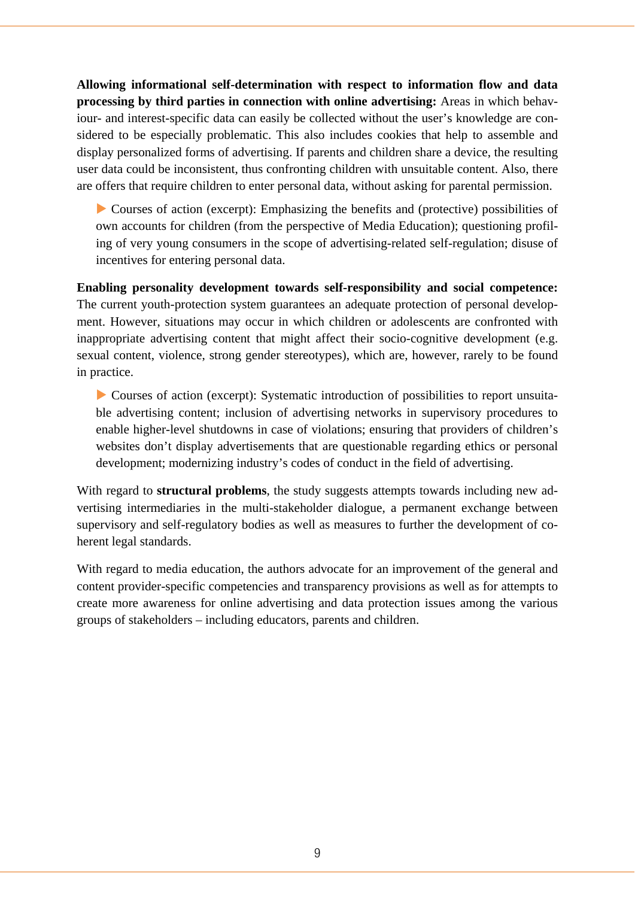**Allowing informational self-determination with respect to information flow and data processing by third parties in connection with online advertising:** Areas in which behaviour- and interest-specific data can easily be collected without the user's knowledge are considered to be especially problematic. This also includes cookies that help to assemble and display personalized forms of advertising. If parents and children share a device, the resulting user data could be inconsistent, thus confronting children with unsuitable content. Also, there are offers that require children to enter personal data, without asking for parental permission.

> ▶ Courses of action (excerpt): Emphasizing the benefits and (protective) possibilities of own accounts for children (from the perspective of Media Education); questioning profiling of very young consumers in the scope of advertising-related self-regulation; disuse of incentives for entering personal data.

**Enabling personality development towards self-responsibility and social competence:** The current youth-protection system guarantees an adequate protection of personal development. However, situations may occur in which children or adolescents are confronted with inappropriate advertising content that might affect their socio-cognitive development (e.g. sexual content, violence, strong gender stereotypes), which are, however, rarely to be found in practice.

> ▶ Courses of action (excerpt): Systematic introduction of possibilities to report unsuitable advertising content; inclusion of advertising networks in supervisory procedures to enable higher-level shutdowns in case of violations; ensuring that providers of children's websites don't display advertisements that are questionable regarding ethics or personal development; modernizing industry's codes of conduct in the field of advertising.

With regard to **structural problems**, the study suggests attempts towards including new advertising intermediaries in the multi-stakeholder dialogue, a permanent exchange between supervisory and self-regulatory bodies as well as measures to further the development of coherent legal standards.

With regard to media education, the authors advocate for an improvement of the general and content provider-specific competencies and transparency provisions as well as for attempts to create more awareness for online advertising and data protection issues among the various groups of stakeholders – including educators, parents and children.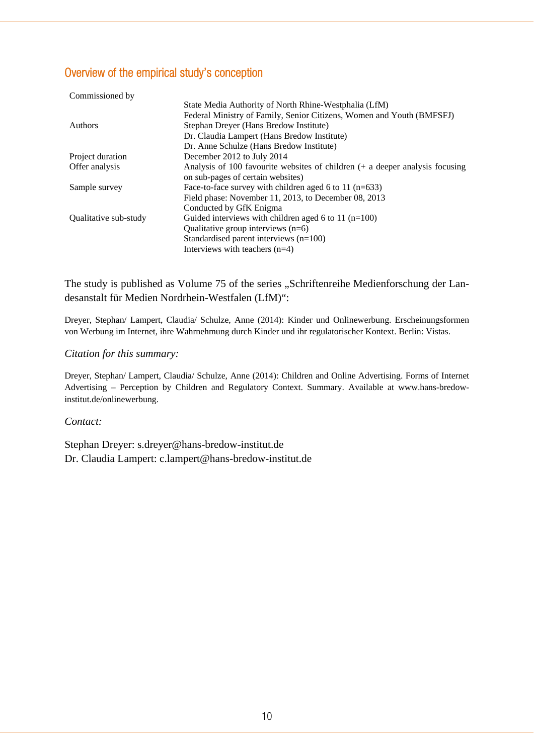## Overview of the empirical study's conception

| | |
|---|---|
| Commissioned by | State Media Authority of North Rhine-Westphalia (LfM)<br>Federal Ministry of Family, Senior Citizens, Women and Youth (BMFSFJ) |
| Authors | Stephan Dreyer (Hans Bredow Institute)<br>Dr. Claudia Lampert (Hans Bredow Institute)<br>Dr. Anne Schulze (Hans Bredow Institute) |
| Project duration | December 2012 to July 2014 |
| Offer analysis | Analysis of 100 favourite websites of children (+ a deeper analysis focusing on sub-pages of certain websites) |
| Sample survey | Face-to-face survey with children aged 6 to 11 (n=633)<br>Field phase: November 11, 2013, to December 08, 2013<br>Conducted by GfK Enigma |
| Qualitative sub-study | Guided interviews with children aged 6 to 11 (n=100)<br>Qualitative group interviews (n=6)<br>Standardised parent interviews (n=100)<br>Interviews with teachers (n=4) |

The study is published as Volume 75 of the series „Schriftenreihe Medienforschung der Landesanstalt für Medien Nordrhein-Westfalen (LfM)“:

Dreyer, Stephan/ Lampert, Claudia/ Schulze, Anne (2014): Kinder und Onlinewerbung. Erscheinungsformen von Werbung im Internet, ihre Wahrnehmung durch Kinder und ihr regulatorischer Kontext. Berlin: Vistas.

*Citation for this summary:*

Dreyer, Stephan/ Lampert, Claudia/ Schulze, Anne (2014): Children and Online Advertising. Forms of Internet Advertising – Perception by Children and Regulatory Context. Summary. Available at www.hans-bredow-institut.de/onlinewerbung.

*Contact:*

Stephan Dreyer: s.dreyer@hans-bredow-institut.de
Dr. Claudia Lampert: c.lampert@hans-bredow-institut.de